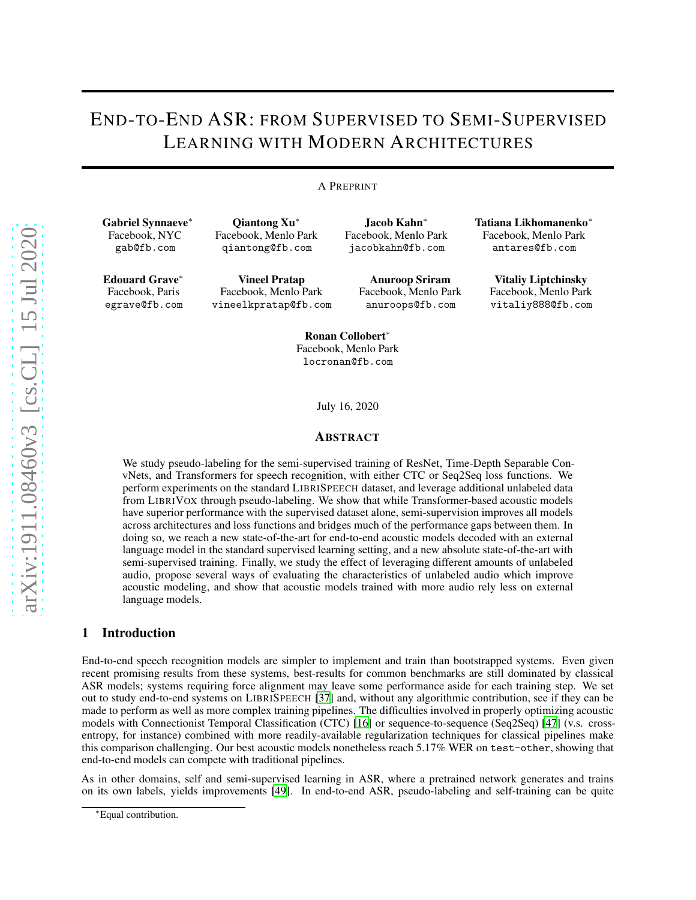# END-TO-END ASR: FROM SUPERVISED TO SEMI-SUPERVISED LEARNING WITH MODERN ARCHITECTURES

A PREPRINT

**Gabriel Synnaeve**[*]
Facebook, NYC
gab@fb.com

**Qiantong Xu**[*]
Facebook, Menlo Park
qiantong@fb.com

**Jacob Kahn**[*]
Facebook, Menlo Park
jacobkahn@fb.com

**Tatiana Likhomanenko**[*]
Facebook, Menlo Park
antares@fb.com

**Edouard Grave**[*]
Facebook, Paris
egrave@fb.com

**Vineel Pratap**
Facebook, Menlo Park
vineelkpratap@fb.com

**Anuroop Sriram**
Facebook, Menlo Park
anuroops@fb.com

**Vitaliy Liptchinsky**
Facebook, Menlo Park
vitaliy888@fb.com

**Ronan Collobert**[*]
Facebook, Menlo Park
locronan@fb.com

July 16, 2020

## ABSTRACT

We study pseudo-labeling for the semi-supervised training of ResNet, Time-Depth Separable ConvNets, and Transformers for speech recognition, with either CTC or Seq2Seq loss functions. We perform experiments on the standard LIBRISPEECH dataset, and leverage additional unlabeled data from LIBRIVOX through pseudo-labeling. We show that while Transformer-based acoustic models have superior performance with the supervised dataset alone, semi-supervision improves all models across architectures and loss functions and bridges much of the performance gaps between them. In doing so, we reach a new state-of-the-art for end-to-end acoustic models decoded with an external language model in the standard supervised learning setting, and a new absolute state-of-the-art with semi-supervised training. Finally, we study the effect of leveraging different amounts of unlabeled audio, propose several ways of evaluating the characteristics of unlabeled audio which improve acoustic modeling, and show that acoustic models trained with more audio rely less on external language models.

## 1 Introduction

End-to-end speech recognition models are simpler to implement and train than bootstrapped systems. Even given recent promising results from these systems, best-results for common benchmarks are still dominated by classical ASR models; systems requiring force alignment may leave some performance aside for each training step. We set out to study end-to-end systems on LIBRISPEECH [37] and, without any algorithmic contribution, see if they can be made to perform as well as more complex training pipelines. The difficulties involved in properly optimizing acoustic models with Connectionist Temporal Classification (CTC) [16] or sequence-to-sequence (Seq2Seq) [47] (v.s. cross-entropy, for instance) combined with more readily-available regularization techniques for classical pipelines make this comparison challenging. Our best acoustic models nonetheless reach 5.17% WER on `test-other`, showing that end-to-end models can compete with traditional pipelines.

As in other domains, self and semi-supervised learning in ASR, where a pretrained network generates and trains on its own labels, yields improvements [49]. In end-to-end ASR, pseudo-labeling and self-training can be quite

[*]Equal contribution.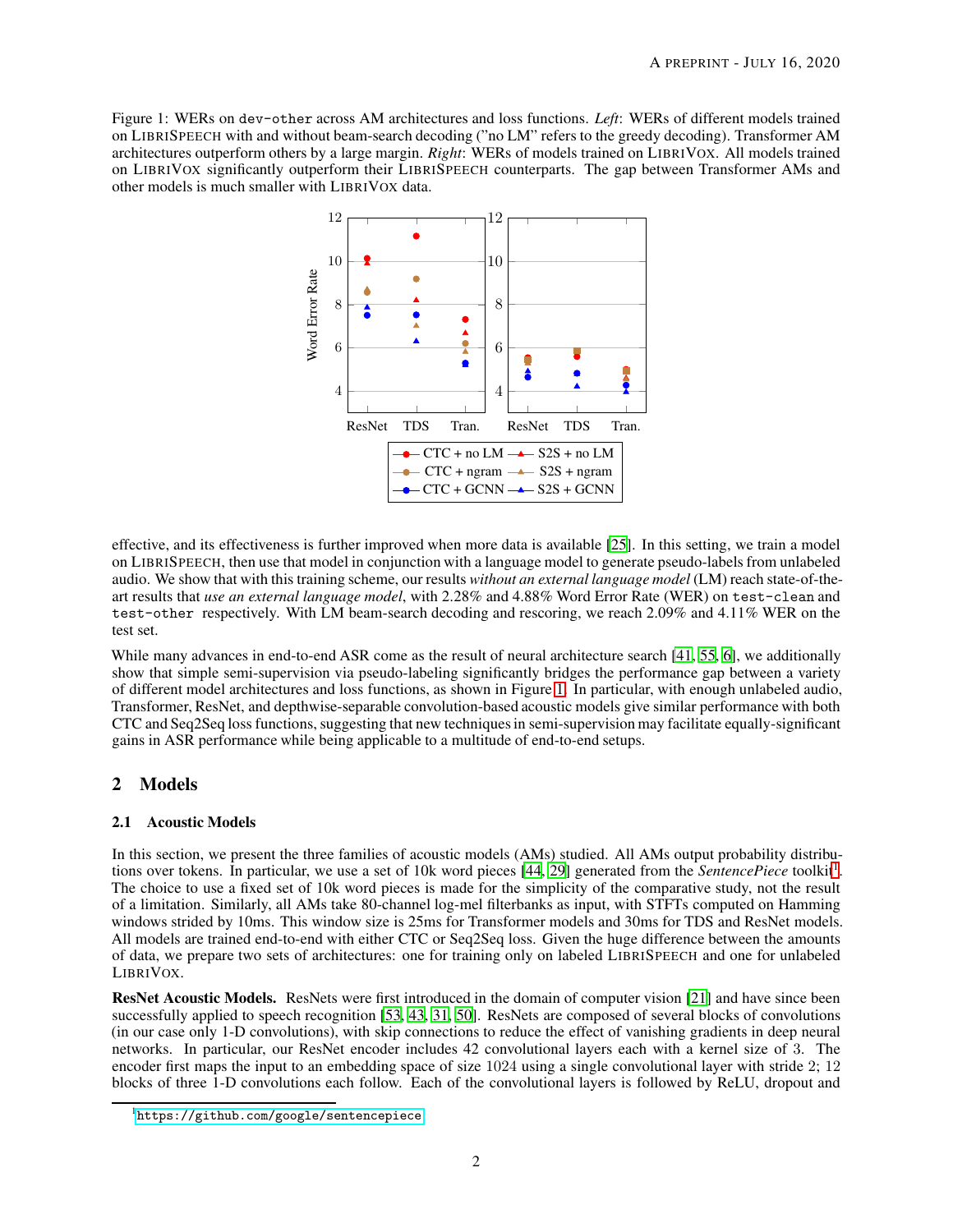Figure 1: WERs on `dev-other` across AM architectures and loss functions. *Left*: WERs of different models trained on LibriSpeech with and without beam-search decoding ("no LM" refers to the greedy decoding). Transformer AM architectures outperform others by a large margin. *Right*: WERs of models trained on LibriVox. All models trained on LibriVox significantly outperform their LibriSpeech counterparts. The gap between Transformer AMs and other models is much smaller with LibriVox data.

effective, and its effectiveness is further improved when more data is available [25]. In this setting, we train a model on LibriSpeech, then use that model in conjunction with a language model to generate pseudo-labels from unlabeled audio. We show that with this training scheme, our results *without an external language model* (LM) reach state-of-the-art results that *use an external language model*, with 2.28% and 4.88% Word Error Rate (WER) on `test-clean` and `test-other` respectively. With LM beam-search decoding and rescoring, we reach 2.09% and 4.11% WER on the test set.

While many advances in end-to-end ASR come as the result of neural architecture search [41, 55, 6], we additionally show that simple semi-supervision via pseudo-labeling significantly bridges the performance gap between a variety of different model architectures and loss functions, as shown in Figure 1. In particular, with enough unlabeled audio, Transformer, ResNet, and depthwise-separable convolution-based acoustic models give similar performance with both CTC and Seq2Seq loss functions, suggesting that new techniques in semi-supervision may facilitate equally-significant gains in ASR performance while being applicable to a multitude of end-to-end setups.

## 2 Models

### 2.1 Acoustic Models

In this section, we present the three families of acoustic models (AMs) studied. All AMs output probability distributions over tokens. In particular, we use a set of 10k word pieces [44, 29] generated from the *SentencePiece* toolkit[1]. The choice to use a fixed set of 10k word pieces is made for the simplicity of the comparative study, not the result of a limitation. Similarly, all AMs take 80-channel log-mel filterbanks as input, with STFTs computed on Hamming windows strided by 10ms. This window size is 25ms for Transformer models and 30ms for TDS and ResNet models. All models are trained end-to-end with either CTC or Seq2Seq loss. Given the huge difference between the amounts of data, we prepare two sets of architectures: one for training only on labeled LibriSpeech and one for unlabeled LibriVox.

**ResNet Acoustic Models.** ResNets were first introduced in the domain of computer vision [21] and have since been successfully applied to speech recognition [53, 43, 31, 50]. ResNets are composed of several blocks of convolutions (in our case only 1-D convolutions), with skip connections to reduce the effect of vanishing gradients in deep neural networks. In particular, our ResNet encoder includes 42 convolutional layers each with a kernel size of 3. The encoder first maps the input to an embedding space of size 1024 using a single convolutional layer with stride 2; 12 blocks of three 1-D convolutions each follow. Each of the convolutional layers is followed by ReLU, dropout and

[1] https://github.com/google/sentencepiece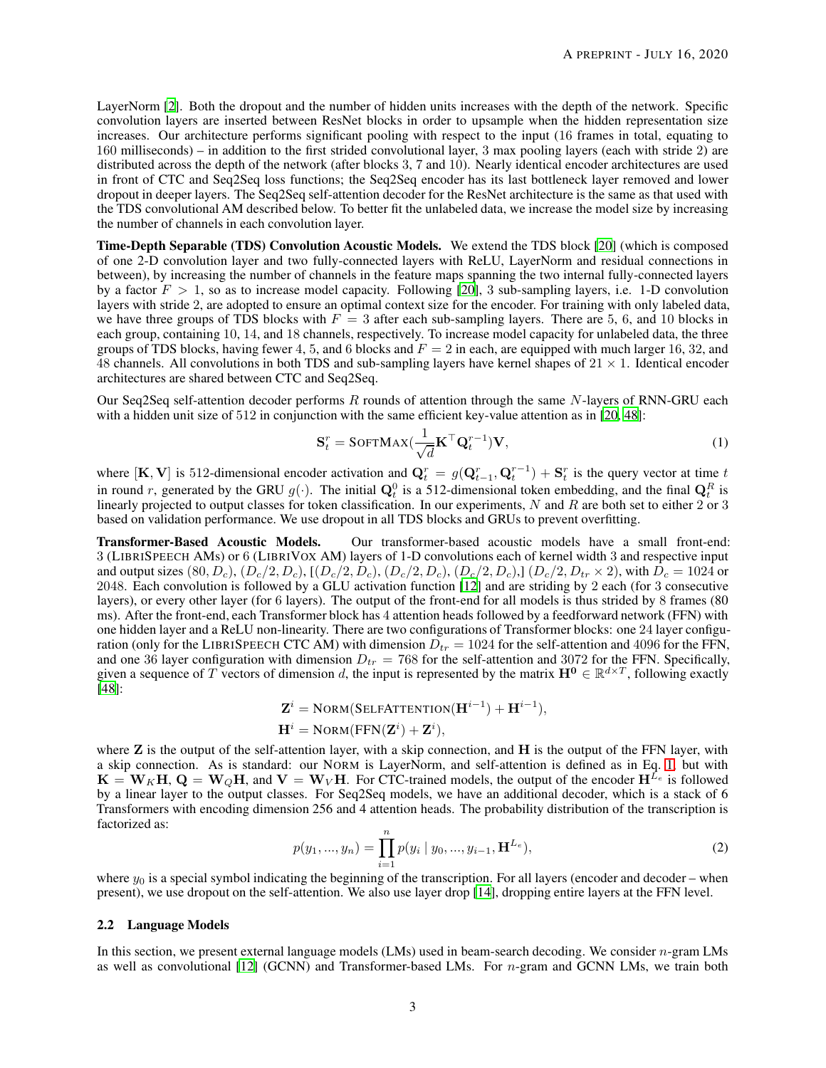LayerNorm [2]. Both the dropout and the number of hidden units increases with the depth of the network. Specific convolution layers are inserted between ResNet blocks in order to upsample when the hidden representation size increases. Our architecture performs significant pooling with respect to the input (16 frames in total, equating to 160 milliseconds) – in addition to the first strided convolutional layer, 3 max pooling layers (each with stride 2) are distributed across the depth of the network (after blocks 3, 7 and 10). Nearly identical encoder architectures are used in front of CTC and Seq2Seq loss functions; the Seq2Seq encoder has its last bottleneck layer removed and lower dropout in deeper layers. The Seq2Seq self-attention decoder for the ResNet architecture is the same as that used with the TDS convolutional AM described below. To better fit the unlabeled data, we increase the model size by increasing the number of channels in each convolution layer.

**Time-Depth Separable (TDS) Convolution Acoustic Models.** We extend the TDS block [20] (which is composed of one 2-D convolution layer and two fully-connected layers with ReLU, LayerNorm and residual connections in between), by increasing the number of channels in the feature maps spanning the two internal fully-connected layers by a factor $F > 1$, so as to increase model capacity. Following [20], 3 sub-sampling layers, i.e. 1-D convolution layers with stride 2, are adopted to ensure an optimal context size for the encoder. For training with only labeled data, we have three groups of TDS blocks with $F = 3$ after each sub-sampling layers. There are 5, 6, and 10 blocks in each group, containing 10, 14, and 18 channels, respectively. To increase model capacity for unlabeled data, the three groups of TDS blocks, having fewer 4, 5, and 6 blocks and $F = 2$ in each, are equipped with much larger 16, 32, and 48 channels. All convolutions in both TDS and sub-sampling layers have kernel shapes of $21 \times 1$. Identical encoder architectures are shared between CTC and Seq2Seq.

Our Seq2Seq self-attention decoder performs $R$ rounds of attention through the same $N$-layers of RNN-GRU each with a hidden unit size of 512 in conjunction with the same efficient key-value attention as in [20, 48]:

$$\mathbf{S}_t^r = \textsc{SoftMax}(\frac{1}{\sqrt{d}}\mathbf{K}^\top \mathbf{Q}_t^{r-1})\mathbf{V}, \tag{1}$$

where $[\mathbf{K}, \mathbf{V}]$ is 512-dimensional encoder activation and $\mathbf{Q}_t^r = g(\mathbf{Q}_{t-1}^r, \mathbf{Q}_t^{r-1}) + \mathbf{S}_t^r$ is the query vector at time $t$ in round $r$, generated by the GRU $g(\cdot)$. The initial $\mathbf{Q}_t^0$ is a 512-dimensional token embedding, and the final $\mathbf{Q}_t^R$ is linearly projected to output classes for token classification. In our experiments, $N$ and $R$ are both set to either 2 or 3 based on validation performance. We use dropout in all TDS blocks and GRUs to prevent overfitting.

**Transformer-Based Acoustic Models.** Our transformer-based acoustic models have a small front-end: 3 (LibriSpeech AMs) or 6 (LibriVox AM) layers of 1-D convolutions each of kernel width 3 and respective input and output sizes $(80, D_c)$, $(D_c/2, D_c)$, $[(D_c/2, D_c), (D_c/2, D_c), (D_c/2, D_c),]$ $(D_c/2, D_{tr} \times 2)$, with $D_c = 1024$ or 2048. Each convolution is followed by a GLU activation function [12] and are striding by 2 each (for 3 consecutive layers), or every other layer (for 6 layers). The output of the front-end for all models is thus strided by 8 frames (80 ms). After the front-end, each Transformer block has 4 attention heads followed by a feedforward network (FFN) with one hidden layer and a ReLU non-linearity. There are two configurations of Transformer blocks: one 24 layer configuration (only for the LibriSpeech CTC AM) with dimension $D_{tr} = 1024$ for the self-attention and 4096 for the FFN, and one 36 layer configuration with dimension $D_{tr} = 768$ for the self-attention and 3072 for the FFN. Specifically, given a sequence of $T$ vectors of dimension $d$, the input is represented by the matrix $\mathbf{H}^\mathbf{0} \in \mathbb{R}^{d \times T}$, following exactly [48]:

$$\mathbf{Z}^i = \textsc{Norm}(\textsc{SelfAttention}(\mathbf{H}^{i-1}) + \mathbf{H}^{i-1}),$$
$$\mathbf{H}^i = \textsc{Norm}(\textsc{FFN}(\mathbf{Z}^i) + \mathbf{Z}^i),$$

where $\mathbf{Z}$ is the output of the self-attention layer, with a skip connection, and $\mathbf{H}$ is the output of the FFN layer, with a skip connection. As is standard: our Norm is LayerNorm, and self-attention is defined as in Eq. 1, but with $\mathbf{K} = \mathbf{W}_K\mathbf{H}$, $\mathbf{Q} = \mathbf{W}_Q\mathbf{H}$, and $\mathbf{V} = \mathbf{W}_V\mathbf{H}$. For CTC-trained models, the output of the encoder $\mathbf{H}^{L_e}$ is followed by a linear layer to the output classes. For Seq2Seq models, we have an additional decoder, which is a stack of 6 Transformers with encoding dimension 256 and 4 attention heads. The probability distribution of the transcription is factorized as:

$$p(y_1, ..., y_n) = \prod_{i=1}^{n} p(y_i \mid y_0, ..., y_{i-1}, \mathbf{H}^{L_e}), \tag{2}$$

where $y_0$ is a special symbol indicating the beginning of the transcription. For all layers (encoder and decoder – when present), we use dropout on the self-attention. We also use layer drop [14], dropping entire layers at the FFN level.

### 2.2 Language Models

In this section, we present external language models (LMs) used in beam-search decoding. We consider $n$-gram LMs as well as convolutional [12] (GCNN) and Transformer-based LMs. For $n$-gram and GCNN LMs, we train both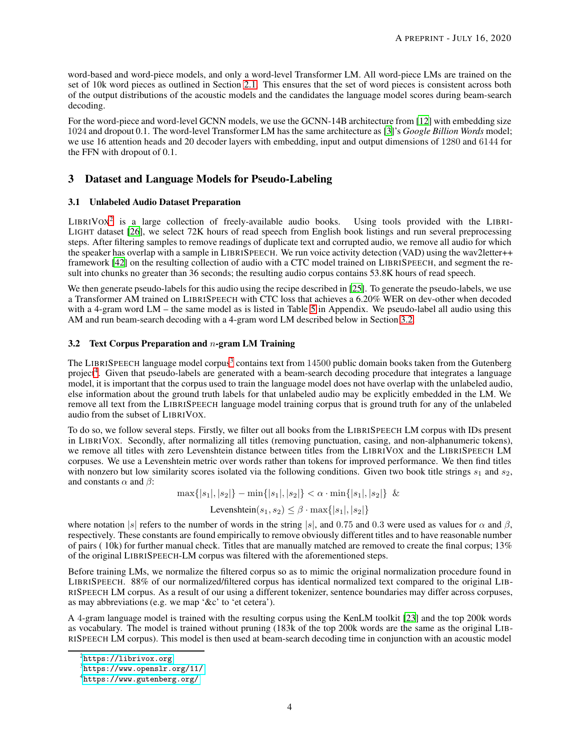word-based and word-piece models, and only a word-level Transformer LM. All word-piece LMs are trained on the set of 10k word pieces as outlined in Section 2.1. This ensures that the set of word pieces is consistent across both of the output distributions of the acoustic models and the candidates the language model scores during beam-search decoding.

For the word-piece and word-level GCNN models, we use the GCNN-14B architecture from [12] with embedding size 1024 and dropout 0.1. The word-level Transformer LM has the same architecture as [3]'s *Google Billion Words* model; we use 16 attention heads and 20 decoder layers with embedding, input and output dimensions of 1280 and 6144 for the FFN with dropout of 0.1.

## 3 Dataset and Language Models for Pseudo-Labeling

### 3.1 Unlabeled Audio Dataset Preparation

LIBRIVOX[2] is a large collection of freely-available audio books. Using tools provided with the LIBRI-LIGHT dataset [26], we select 72K hours of read speech from English book listings and run several preprocessing steps. After filtering samples to remove readings of duplicate text and corrupted audio, we remove all audio for which the speaker has overlap with a sample in LIBRISPEECH. We run voice activity detection (VAD) using the wav2letter++ framework [42] on the resulting collection of audio with a CTC model trained on LIBRISPEECH, and segment the result into chunks no greater than 36 seconds; the resulting audio corpus contains 53.8K hours of read speech.

We then generate pseudo-labels for this audio using the recipe described in [25]. To generate the pseudo-labels, we use a Transformer AM trained on LIBRISPEECH with CTC loss that achieves a 6.20% WER on dev-other when decoded with a 4-gram word LM – the same model as is listed in Table 5 in Appendix. We pseudo-label all audio using this AM and run beam-search decoding with a 4-gram word LM described below in Section 3.2.

### 3.2 Text Corpus Preparation and $n$-gram LM Training

The LIBRISPEECH language model corpus[3] contains text from 14500 public domain books taken from the Gutenberg project[4]. Given that pseudo-labels are generated with a beam-search decoding procedure that integrates a language model, it is important that the corpus used to train the language model does not have overlap with the unlabeled audio, else information about the ground truth labels for that unlabeled audio may be explicitly embedded in the LM. We remove all text from the LIBRISPEECH language model training corpus that is ground truth for any of the unlabeled audio from the subset of LIBRIVOX.

To do so, we follow several steps. Firstly, we filter out all books from the LIBRISPEECH LM corpus with IDs present in LIBRIVOX. Secondly, after normalizing all titles (removing punctuation, casing, and non-alphanumeric tokens), we remove all titles with zero Levenshtein distance between titles from the LIBRIVOX and the LIBRISPEECH LM corpuses. We use a Levenshtein metric over words rather than tokens for improved performance. We then find titles with nonzero but low similarity scores isolated via the following conditions. Given two book title strings $s_1$ and $s_2$, and constants $\alpha$ and $\beta$:

$$\max\{|s_1|, |s_2|\} - \min\{|s_1|, |s_2|\} < \alpha \cdot \min\{|s_1|, |s_2|\} \;\; \&$$

$$\text{Levenshtein}(s_1, s_2) \leq \beta \cdot \max\{|s_1|, |s_2|\}$$

where notation $|s|$ refers to the number of words in the string $|s|$, and 0.75 and 0.3 were used as values for $\alpha$ and $\beta$, respectively. These constants are found empirically to remove obviously different titles and to have reasonable number of pairs ( 10k) for further manual check. Titles that are manually matched are removed to create the final corpus; 13% of the original LIBRISPEECH-LM corpus was filtered with the aforementioned steps.

Before training LMs, we normalize the filtered corpus so as to mimic the original normalization procedure found in LIBRISPEECH. 88% of our normalized/filtered corpus has identical normalized text compared to the original LIBRISPEECH LM corpus. As a result of our using a different tokenizer, sentence boundaries may differ across corpuses, as may abbreviations (e.g. we map '&c' to 'et cetera').

A 4-gram language model is trained with the resulting corpus using the KenLM toolkit [23] and the top 200k words as vocabulary. The model is trained without pruning (183k of the top 200k words are the same as the original LIBRISPEECH LM corpus). This model is then used at beam-search decoding time in conjunction with an acoustic model

[2] https://librivox.org

[3] https://www.openslr.org/11/

[4] https://www.gutenberg.org/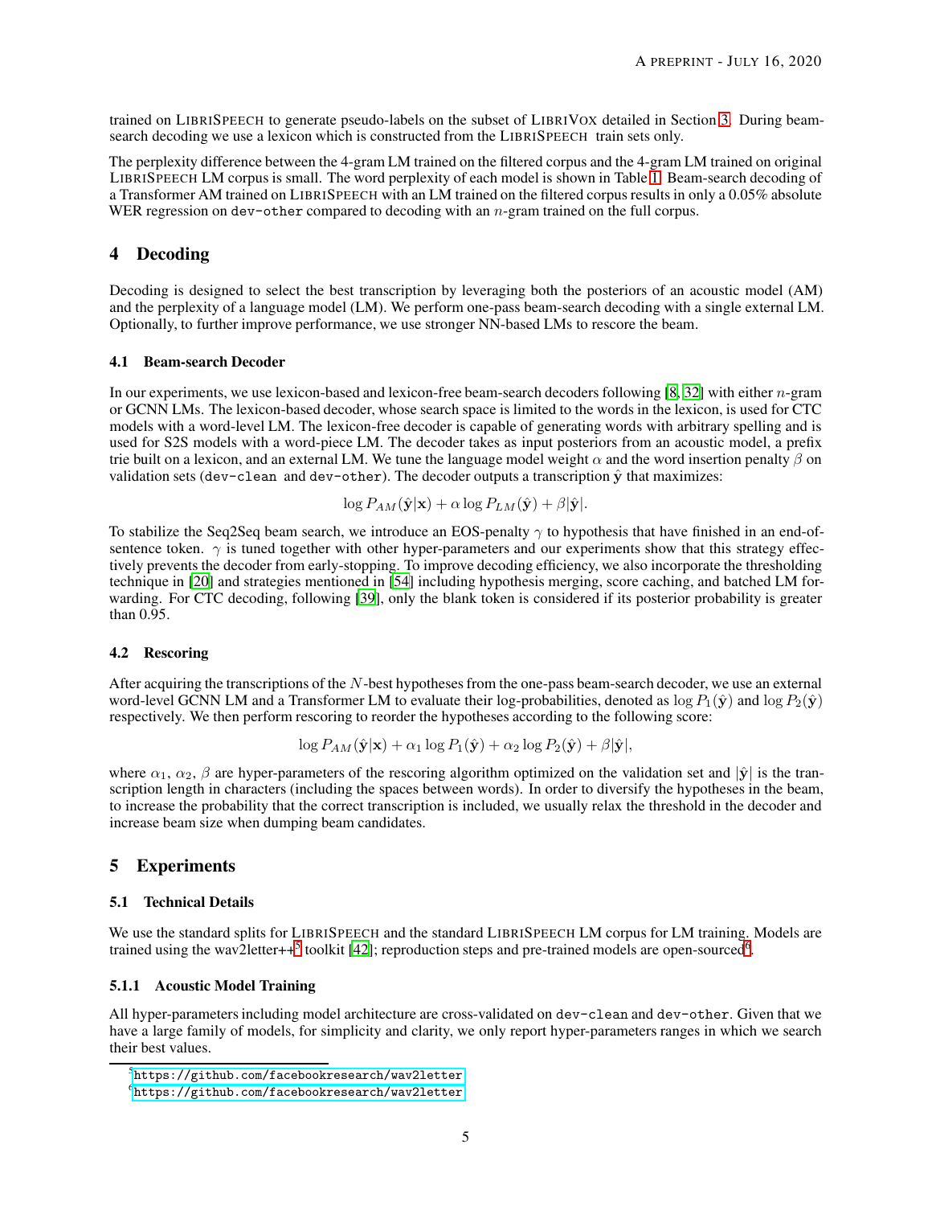trained on LibriSpeech to generate pseudo-labels on the subset of LibriVox detailed in Section 3. During beam-search decoding we use a lexicon which is constructed from the LibriSpeech train sets only.

The perplexity difference between the 4-gram LM trained on the filtered corpus and the 4-gram LM trained on original LibriSpeech LM corpus is small. The word perplexity of each model is shown in Table 1. Beam-search decoding of a Transformer AM trained on LibriSpeech with an LM trained on the filtered corpus results in only a 0.05% absolute WER regression on `dev-other` compared to decoding with an $n$-gram trained on the full corpus.

# 4 Decoding

Decoding is designed to select the best transcription by leveraging both the posteriors of an acoustic model (AM) and the perplexity of a language model (LM). We perform one-pass beam-search decoding with a single external LM. Optionally, to further improve performance, we use stronger NN-based LMs to rescore the beam.

## 4.1 Beam-search Decoder

In our experiments, we use lexicon-based and lexicon-free beam-search decoders following [8, 32] with either $n$-gram or GCNN LMs. The lexicon-based decoder, whose search space is limited to the words in the lexicon, is used for CTC models with a word-level LM. The lexicon-free decoder is capable of generating words with arbitrary spelling and is used for S2S models with a word-piece LM. The decoder takes as input posteriors from an acoustic model, a prefix trie built on a lexicon, and an external LM. We tune the language model weight $\alpha$ and the word insertion penalty $\beta$ on validation sets (`dev-clean` and `dev-other`). The decoder outputs a transcription $\hat{\mathbf{y}}$ that maximizes:

$$\log P_{AM}(\hat{\mathbf{y}}|\mathbf{x}) + \alpha \log P_{LM}(\hat{\mathbf{y}}) + \beta|\hat{\mathbf{y}}|.$$

To stabilize the Seq2Seq beam search, we introduce an EOS-penalty $\gamma$ to hypothesis that have finished in an end-of-sentence token. $\gamma$ is tuned together with other hyper-parameters and our experiments show that this strategy effectively prevents the decoder from early-stopping. To improve decoding efficiency, we also incorporate the thresholding technique in [20] and strategies mentioned in [54] including hypothesis merging, score caching, and batched LM forwarding. For CTC decoding, following [39], only the blank token is considered if its posterior probability is greater than 0.95.

## 4.2 Rescoring

After acquiring the transcriptions of the $N$-best hypotheses from the one-pass beam-search decoder, we use an external word-level GCNN LM and a Transformer LM to evaluate their log-probabilities, denoted as $\log P_1(\hat{\mathbf{y}})$ and $\log P_2(\hat{\mathbf{y}})$ respectively. We then perform rescoring to reorder the hypotheses according to the following score:

$$\log P_{AM}(\hat{\mathbf{y}}|\mathbf{x}) + \alpha_1 \log P_1(\hat{\mathbf{y}}) + \alpha_2 \log P_2(\hat{\mathbf{y}}) + \beta|\hat{\mathbf{y}}|,$$

where $\alpha_1$, $\alpha_2$, $\beta$ are hyper-parameters of the rescoring algorithm optimized on the validation set and $|\hat{\mathbf{y}}|$ is the transcription length in characters (including the spaces between words). In order to diversify the hypotheses in the beam, to increase the probability that the correct transcription is included, we usually relax the threshold in the decoder and increase beam size when dumping beam candidates.

# 5 Experiments

## 5.1 Technical Details

We use the standard splits for LibriSpeech and the standard LibriSpeech LM corpus for LM training. Models are trained using the wav2letter++[5] toolkit [42]; reproduction steps and pre-trained models are open-sourced[6].

### 5.1.1 Acoustic Model Training

All hyper-parameters including model architecture are cross-validated on `dev-clean` and `dev-other`. Given that we have a large family of models, for simplicity and clarity, we only report hyper-parameters ranges in which we search their best values.

[5] https://github.com/facebookresearch/wav2letter

[6] https://github.com/facebookresearch/wav2letter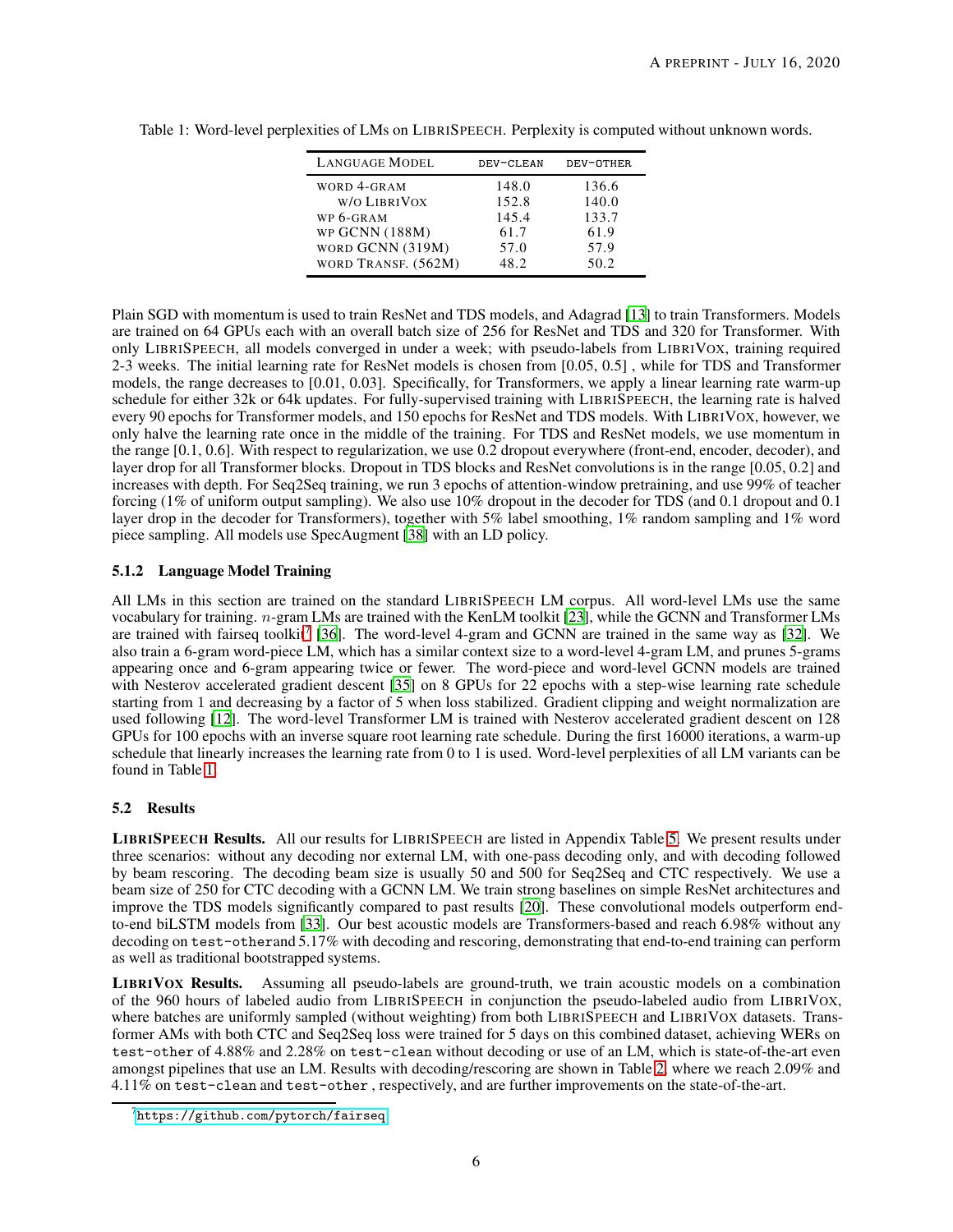Table 1: Word-level perplexities of LMs on LIBRISPEECH. Perplexity is computed without unknown words.

| LANGUAGE MODEL | DEV-CLEAN | DEV-OTHER |
|---|---|---|
| WORD 4-GRAM | 148.0 | 136.6 |
| W/O LIBRIVOX | 152.8 | 140.0 |
| WP 6-GRAM | 145.4 | 133.7 |
| WP GCNN (188M) | 61.7 | 61.9 |
| WORD GCNN (319M) | 57.0 | 57.9 |
| WORD TRANSF. (562M) | 48.2 | 50.2 |

Plain SGD with momentum is used to train ResNet and TDS models, and Adagrad [13] to train Transformers. Models are trained on 64 GPUs each with an overall batch size of 256 for ResNet and TDS and 320 for Transformer. With only LIBRISPEECH, all models converged in under a week; with pseudo-labels from LIBRIVOX, training required 2-3 weeks. The initial learning rate for ResNet models is chosen from [0.05, 0.5] , while for TDS and Transformer models, the range decreases to [0.01, 0.03]. Specifically, for Transformers, we apply a linear learning rate warm-up schedule for either 32k or 64k updates. For fully-supervised training with LIBRISPEECH, the learning rate is halved every 90 epochs for Transformer models, and 150 epochs for ResNet and TDS models. With LIBRIVOX, however, we only halve the learning rate once in the middle of the training. For TDS and ResNet models, we use momentum in the range [0.1, 0.6]. With respect to regularization, we use 0.2 dropout everywhere (front-end, encoder, decoder), and layer drop for all Transformer blocks. Dropout in TDS blocks and ResNet convolutions is in the range [0.05, 0.2] and increases with depth. For Seq2Seq training, we run 3 epochs of attention-window pretraining, and use 99% of teacher forcing (1% of uniform output sampling). We also use 10% dropout in the decoder for TDS (and 0.1 dropout and 0.1 layer drop in the decoder for Transformers), together with 5% label smoothing, 1% random sampling and 1% word piece sampling. All models use SpecAugment [38] with an LD policy.

### 5.1.2 Language Model Training

All LMs in this section are trained on the standard LIBRISPEECH LM corpus. All word-level LMs use the same vocabulary for training. $n$-gram LMs are trained with the KenLM toolkit [23], while the GCNN and Transformer LMs are trained with fairseq toolkit[7] [36]. The word-level 4-gram and GCNN are trained in the same way as [32]. We also train a 6-gram word-piece LM, which has a similar context size to a word-level 4-gram LM, and prunes 5-grams appearing once and 6-gram appearing twice or fewer. The word-piece and word-level GCNN models are trained with Nesterov accelerated gradient descent [35] on 8 GPUs for 22 epochs with a step-wise learning rate schedule starting from 1 and decreasing by a factor of 5 when loss stabilized. Gradient clipping and weight normalization are used following [12]. The word-level Transformer LM is trained with Nesterov accelerated gradient descent on 128 GPUs for 100 epochs with an inverse square root learning rate schedule. During the first 16000 iterations, a warm-up schedule that linearly increases the learning rate from 0 to 1 is used. Word-level perplexities of all LM variants can be found in Table 1.

## 5.2 Results

**LIBRISPEECH Results.** All our results for LIBRISPEECH are listed in Appendix Table 5. We present results under three scenarios: without any decoding nor external LM, with one-pass decoding only, and with decoding followed by beam rescoring. The decoding beam size is usually 50 and 500 for Seq2Seq and CTC respectively. We use a beam size of 250 for CTC decoding with a GCNN LM. We train strong baselines on simple ResNet architectures and improve the TDS models significantly compared to past results [20]. These convolutional models outperform end-to-end biLSTM models from [33]. Our best acoustic models are Transformers-based and reach 6.98% without any decoding on test-otherand 5.17% with decoding and rescoring, demonstrating that end-to-end training can perform as well as traditional bootstrapped systems.

**LIBRIVOX Results.** Assuming all pseudo-labels are ground-truth, we train acoustic models on a combination of the 960 hours of labeled audio from LIBRISPEECH in conjunction the pseudo-labeled audio from LIBRIVOX, where batches are uniformly sampled (without weighting) from both LIBRISPEECH and LIBRIVOX datasets. Transformer AMs with both CTC and Seq2Seq loss were trained for 5 days on this combined dataset, achieving WERs on test-other of 4.88% and 2.28% on test-clean without decoding or use of an LM, which is state-of-the-art even amongst pipelines that use an LM. Results with decoding/rescoring are shown in Table 2, where we reach 2.09% and 4.11% on test-clean and test-other , respectively, and are further improvements on the state-of-the-art.

[7] https://github.com/pytorch/fairseq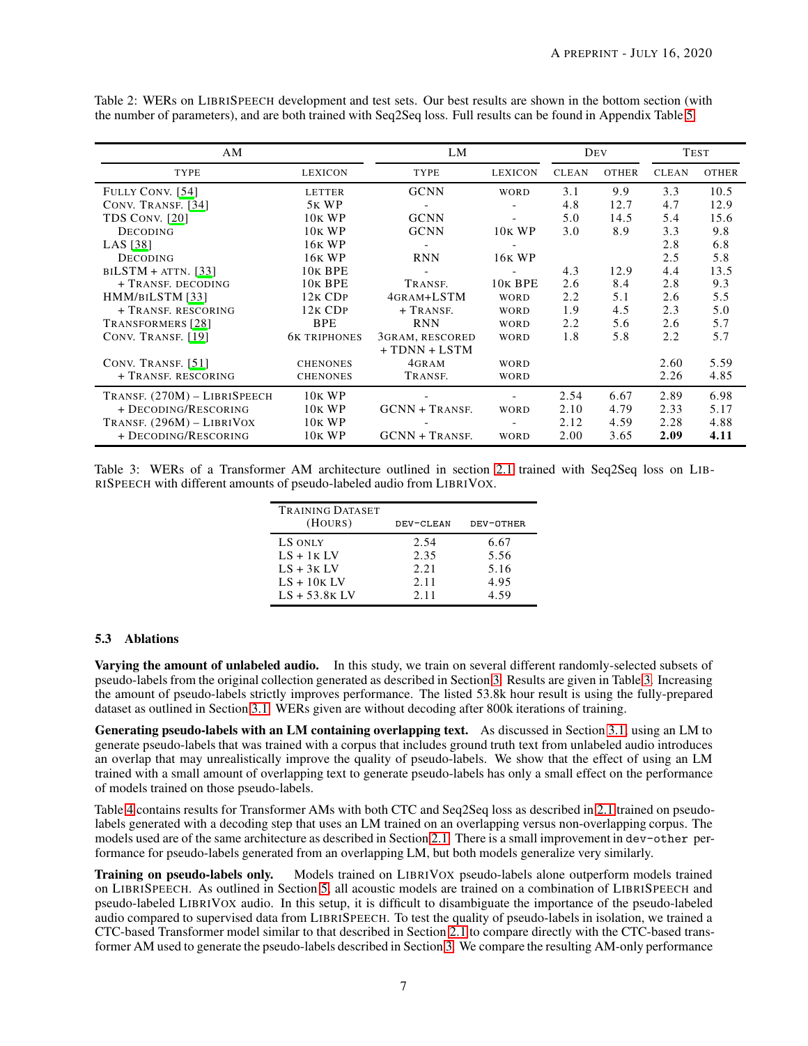Table 2: WERs on LibriSpeech development and test sets. Our best results are shown in the bottom section (with the number of parameters), and are both trained with Seq2Seq loss. Full results can be found in Appendix Table 5.

| AM | | LM | | Dev | | Test | |
|---|---|---|---|---|---|---|---|
| type | lexicon | type | lexicon | clean | other | clean | other |
| Fully Conv. [54] | letter | GCNN | word | 3.1 | 9.9 | 3.3 | 10.5 |
| Conv. Transf. [34] | 5k WP | - | - | 4.8 | 12.7 | 4.7 | 12.9 |
| TDS Conv. [20] | 10k WP | GCNN | - | 5.0 | 14.5 | 5.4 | 15.6 |
| Decoding | 10k WP | GCNN | 10k WP | 3.0 | 8.9 | 3.3 | 9.8 |
| LAS [38] | 16k WP | - | - | | | 2.8 | 6.8 |
| Decoding | 16k WP | RNN | 16k WP | | | 2.5 | 5.8 |
| biLSTM + attn. [33] | 10k BPE | - | - | 4.3 | 12.9 | 4.4 | 13.5 |
| + Transf. decoding | 10k BPE | Transf. | 10k BPE | 2.6 | 8.4 | 2.8 | 9.3 |
| HMM/biLSTM [33] | 12k CDp | 4gram+LSTM | word | 2.2 | 5.1 | 2.6 | 5.5 |
| + Transf. rescoring | 12k CDp | + Transf. | word | 1.9 | 4.5 | 2.3 | 5.0 |
| Transformers [28] | BPE | RNN | word | 2.2 | 5.6 | 2.6 | 5.7 |
| Conv. Transf. [19] | 6k triphones | 3gram, rescored + TDNN + LSTM | word | 1.8 | 5.8 | 2.2 | 5.7 |
| Conv. Transf. [51] | chenones | 4gram | word | | | 2.60 | 5.59 |
| + Transf. rescoring | chenones | Transf. | word | | | 2.26 | 4.85 |
| Transf. (270M) – LibriSpeech | 10k WP | - | - | 2.54 | 6.67 | 2.89 | 6.98 |
| + Decoding/Rescoring | 10k WP | GCNN + Transf. | word | 2.10 | 4.79 | 2.33 | 5.17 |
| Transf. (296M) – LibriVox | 10k WP | - | - | 2.12 | 4.59 | 2.28 | 4.88 |
| + Decoding/Rescoring | 10k WP | GCNN + Transf. | word | 2.00 | 3.65 | **2.09** | **4.11** |

Table 3: WERs of a Transformer AM architecture outlined in section 2.1 trained with Seq2Seq loss on LibriSpeech with different amounts of pseudo-labeled audio from LibriVox.

| Training Dataset (Hours) | dev-clean | dev-other |
|---|---|---|
| LS only | 2.54 | 6.67 |
| LS + 1k LV | 2.35 | 5.56 |
| LS + 3k LV | 2.21 | 5.16 |
| LS + 10k LV | 2.11 | 4.95 |
| LS + 53.8k LV | 2.11 | 4.59 |

### 5.3 Ablations

**Varying the amount of unlabeled audio.** In this study, we train on several different randomly-selected subsets of pseudo-labels from the original collection generated as described in Section 3. Results are given in Table 3. Increasing the amount of pseudo-labels strictly improves performance. The listed 53.8k hour result is using the fully-prepared dataset as outlined in Section 3.1. WERs given are without decoding after 800k iterations of training.

**Generating pseudo-labels with an LM containing overlapping text.** As discussed in Section 3.1, using an LM to generate pseudo-labels that was trained with a corpus that includes ground truth text from unlabeled audio introduces an overlap that may unrealistically improve the quality of pseudo-labels. We show that the effect of using an LM trained with a small amount of overlapping text to generate pseudo-labels has only a small effect on the performance of models trained on those pseudo-labels.

Table 4 contains results for Transformer AMs with both CTC and Seq2Seq loss as described in 2.1 trained on pseudo-labels generated with a decoding step that uses an LM trained on an overlapping versus non-overlapping corpus. The models used are of the same architecture as described in Section 2.1. There is a small improvement in `dev-other` performance for pseudo-labels generated from an overlapping LM, but both models generalize very similarly.

**Training on pseudo-labels only.** Models trained on LibriVox pseudo-labels alone outperform models trained on LibriSpeech. As outlined in Section 5, all acoustic models are trained on a combination of LibriSpeech and pseudo-labeled LibriVox audio. In this setup, it is difficult to disambiguate the importance of the pseudo-labeled audio compared to supervised data from LibriSpeech. To test the quality of pseudo-labels in isolation, we trained a CTC-based Transformer model similar to that described in Section 2.1 to compare directly with the CTC-based transformer AM used to generate the pseudo-labels described in Section 3. We compare the resulting AM-only performance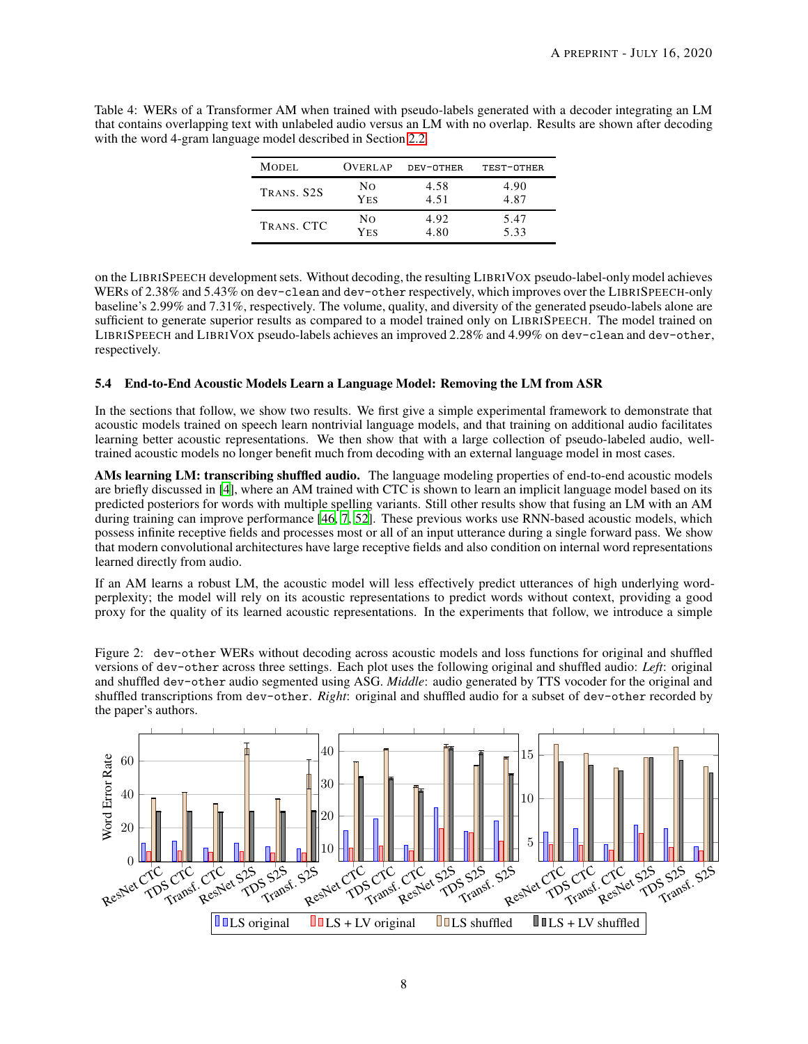Table 4: WERs of a Transformer AM when trained with pseudo-labels generated with a decoder integrating an LM that contains overlapping text with unlabeled audio versus an LM with no overlap. Results are shown after decoding with the word 4-gram language model described in Section 2.2.

| Model | Overlap | dev-other | test-other |
|---|---|---|---|
| Trans. S2S | No | 4.58 | 4.90 |
| | Yes | 4.51 | 4.87 |
| Trans. CTC | No | 4.92 | 5.47 |
| | Yes | 4.80 | 5.33 |

on the LibriSpeech development sets. Without decoding, the resulting LibriVox pseudo-label-only model achieves WERs of 2.38% and 5.43% on dev-clean and dev-other respectively, which improves over the LibriSpeech-only baseline's 2.99% and 7.31%, respectively. The volume, quality, and diversity of the generated pseudo-labels alone are sufficient to generate superior results as compared to a model trained only on LibriSpeech. The model trained on LibriSpeech and LibriVox pseudo-labels achieves an improved 2.28% and 4.99% on dev-clean and dev-other, respectively.

### 5.4 End-to-End Acoustic Models Learn a Language Model: Removing the LM from ASR

In the sections that follow, we show two results. We first give a simple experimental framework to demonstrate that acoustic models trained on speech learn nontrivial language models, and that training on additional audio facilitates learning better acoustic representations. We then show that with a large collection of pseudo-labeled audio, well-trained acoustic models no longer benefit much from decoding with an external language model in most cases.

**AMs learning LM: transcribing shuffled audio.** The language modeling properties of end-to-end acoustic models are briefly discussed in [4], where an AM trained with CTC is shown to learn an implicit language model based on its predicted posteriors for words with multiple spelling variants. Still other results show that fusing an LM with an AM during training can improve performance [46, 7, 52]. These previous works use RNN-based acoustic models, which possess infinite receptive fields and processes most or all of an input utterance during a single forward pass. We show that modern convolutional architectures have large receptive fields and also condition on internal word representations learned directly from audio.

If an AM learns a robust LM, the acoustic model will less effectively predict utterances of high underlying word-perplexity; the model will rely on its acoustic representations to predict words without context, providing a good proxy for the quality of its learned acoustic representations. In the experiments that follow, we introduce a simple

Figure 2: dev-other WERs without decoding across acoustic models and loss functions for original and shuffled versions of dev-other across three settings. Each plot uses the following original and shuffled audio: *Left*: original and shuffled dev-other audio segmented using ASG. *Middle*: audio generated by TTS vocoder for the original and shuffled transcriptions from dev-other. *Right*: original and shuffled audio for a subset of dev-other recorded by the paper's authors.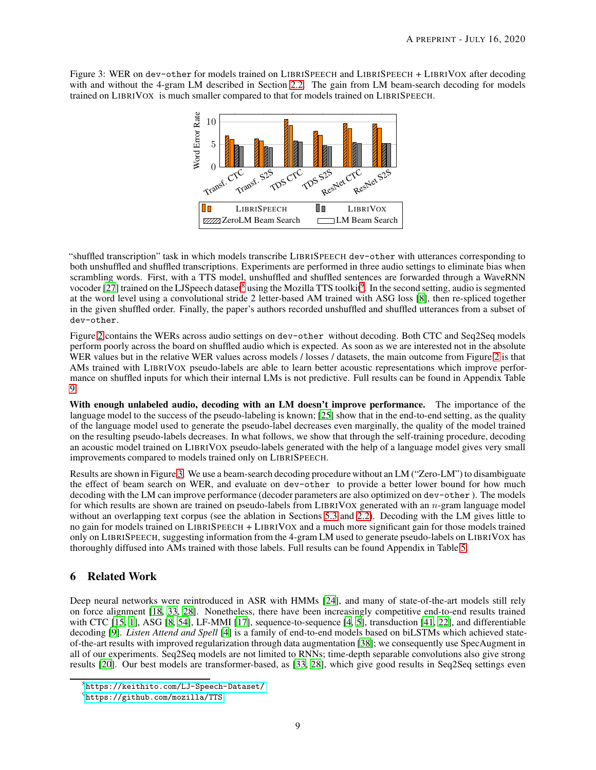Figure 3: WER on dev-other for models trained on LIBRISPEECH and LIBRISPEECH + LIBRIVOX after decoding with and without the 4-gram LM described in Section 2.2. The gain from LM beam-search decoding for models trained on LIBRIVOX is much smaller compared to that for models trained on LIBRISPEECH.

"shuffled transcription" task in which models transcribe LIBRISPEECH dev-other with utterances corresponding to both unshuffled and shuffled transcriptions. Experiments are performed in three audio settings to eliminate bias when scrambling words. First, with a TTS model, unshuffled and shuffled sentences are forwarded through a WaveRNN vocoder [27] trained on the LJSpeech dataset[8] using the Mozilla TTS toolkit[9]. In the second setting, audio is segmented at the word level using a convolutional stride 2 letter-based AM trained with ASG loss [8], then re-spliced together in the given shuffled order. Finally, the paper's authors recorded unshuffled and shuffled utterances from a subset of dev-other.

Figure 2 contains the WERs across audio settings on dev-other without decoding. Both CTC and Seq2Seq models perform poorly across the board on shuffled audio which is expected. As soon as we are interested not in the absolute WER values but in the relative WER values across models / losses / datasets, the main outcome from Figure 2 is that AMs trained with LIBRIVOX pseudo-labels are able to learn better acoustic representations which improve performance on shuffled inputs for which their internal LMs is not predictive. Full results can be found in Appendix Table 9.

**With enough unlabeled audio, decoding with an LM doesn't improve performance.** The importance of the language model to the success of the pseudo-labeling is known; [25] show that in the end-to-end setting, as the quality of the language model used to generate the pseudo-label decreases even marginally, the quality of the model trained on the resulting pseudo-labels decreases. In what follows, we show that through the self-training procedure, decoding an acoustic model trained on LIBRIVOX pseudo-labels generated with the help of a language model gives very small improvements compared to models trained only on LIBRISPEECH.

Results are shown in Figure 3. We use a beam-search decoding procedure without an LM ("Zero-LM") to disambiguate the effect of beam search on WER, and evaluate on dev-other to provide a better lower bound for how much decoding with the LM can improve performance (decoder parameters are also optimized on dev-other ). The models for which results are shown are trained on pseudo-labels from LIBRIVOX generated with an $n$-gram language model without an overlapping text corpus (see the ablation in Sections 5.3 and 2.2). Decoding with the LM gives little to no gain for models trained on LIBRISPEECH + LIBRIVOX and a much more significant gain for those models trained only on LIBRISPEECH, suggesting information from the 4-gram LM used to generate pseudo-labels on LIBRIVOX has thoroughly diffused into AMs trained with those labels. Full results can be found Appendix in Table 5.

## 6 Related Work

Deep neural networks were reintroduced in ASR with HMMs [24], and many of state-of-the-art models still rely on force alignment [18, 33, 28]. Nonetheless, there have been increasingly competitive end-to-end results trained with CTC [15, 1], ASG [8, 54], LF-MMI [17], sequence-to-sequence [4, 5], transduction [41, 22], and differentiable decoding [9]. *Listen Attend and Spell* [4] is a family of end-to-end models based on biLSTMs which achieved state-of-the-art results with improved regularization through data augmentation [38]; we consequently use SpecAugment in all of our experiments. Seq2Seq models are not limited to RNNs; time-depth separable convolutions also give strong results [20]. Our best models are transformer-based, as [33, 28], which give good results in Seq2Seq settings even

[8] https://keithito.com/LJ-Speech-Dataset/

[9] https://github.com/mozilla/TTS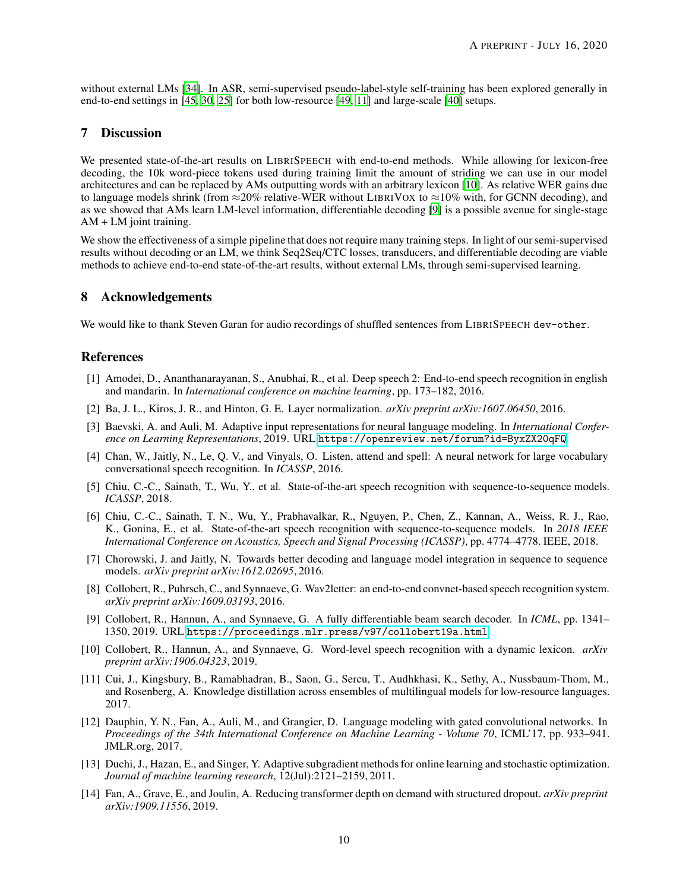without external LMs [34]. In ASR, semi-supervised pseudo-label-style self-training has been explored generally in end-to-end settings in [45, 30, 25] for both low-resource [49, 11] and large-scale [40] setups.

## 7 Discussion

We presented state-of-the-art results on LIBRISPEECH with end-to-end methods. While allowing for lexicon-free decoding, the 10k word-piece tokens used during training limit the amount of striding we can use in our model architectures and can be replaced by AMs outputting words with an arbitrary lexicon [10]. As relative WER gains due to language models shrink (from $\approx$20% relative-WER without LIBRIVOX to $\approx$10% with, for GCNN decoding), and as we showed that AMs learn LM-level information, differentiable decoding [9] is a possible avenue for single-stage AM + LM joint training.

We show the effectiveness of a simple pipeline that does not require many training steps. In light of our semi-supervised results without decoding or an LM, we think Seq2Seq/CTC losses, transducers, and differentiable decoding are viable methods to achieve end-to-end state-of-the-art results, without external LMs, through semi-supervised learning.

## 8 Acknowledgements

We would like to thank Steven Garan for audio recordings of shuffled sentences from LIBRISPEECH `dev-other`.

## References

[1] Amodei, D., Ananthanarayanan, S., Anubhai, R., et al. Deep speech 2: End-to-end speech recognition in english and mandarin. In *International conference on machine learning*, pp. 173–182, 2016.

[2] Ba, J. L., Kiros, J. R., and Hinton, G. E. Layer normalization. *arXiv preprint arXiv:1607.06450*, 2016.

[3] Baevski, A. and Auli, M. Adaptive input representations for neural language modeling. In *International Conference on Learning Representations*, 2019. URL https://openreview.net/forum?id=ByxZX20qFQ.

[4] Chan, W., Jaitly, N., Le, Q. V., and Vinyals, O. Listen, attend and spell: A neural network for large vocabulary conversational speech recognition. In *ICASSP*, 2016.

[5] Chiu, C.-C., Sainath, T., Wu, Y., et al. State-of-the-art speech recognition with sequence-to-sequence models. *ICASSP*, 2018.

[6] Chiu, C.-C., Sainath, T. N., Wu, Y., Prabhavalkar, R., Nguyen, P., Chen, Z., Kannan, A., Weiss, R. J., Rao, K., Gonina, E., et al. State-of-the-art speech recognition with sequence-to-sequence models. In *2018 IEEE International Conference on Acoustics, Speech and Signal Processing (ICASSP)*, pp. 4774–4778. IEEE, 2018.

[7] Chorowski, J. and Jaitly, N. Towards better decoding and language model integration in sequence to sequence models. *arXiv preprint arXiv:1612.02695*, 2016.

[8] Collobert, R., Puhrsch, C., and Synnaeve, G. Wav2letter: an end-to-end convnet-based speech recognition system. *arXiv preprint arXiv:1609.03193*, 2016.

[9] Collobert, R., Hannun, A., and Synnaeve, G. A fully differentiable beam search decoder. In *ICML*, pp. 1341–1350, 2019. URL https://proceedings.mlr.press/v97/collobert19a.html.

[10] Collobert, R., Hannun, A., and Synnaeve, G. Word-level speech recognition with a dynamic lexicon. *arXiv preprint arXiv:1906.04323*, 2019.

[11] Cui, J., Kingsbury, B., Ramabhadran, B., Saon, G., Sercu, T., Audhkhasi, K., Sethy, A., Nussbaum-Thom, M., and Rosenberg, A. Knowledge distillation across ensembles of multilingual models for low-resource languages. 2017.

[12] Dauphin, Y. N., Fan, A., Auli, M., and Grangier, D. Language modeling with gated convolutional networks. In *Proceedings of the 34th International Conference on Machine Learning - Volume 70*, ICML'17, pp. 933–941. JMLR.org, 2017.

[13] Duchi, J., Hazan, E., and Singer, Y. Adaptive subgradient methods for online learning and stochastic optimization. *Journal of machine learning research*, 12(Jul):2121–2159, 2011.

[14] Fan, A., Grave, E., and Joulin, A. Reducing transformer depth on demand with structured dropout. *arXiv preprint arXiv:1909.11556*, 2019.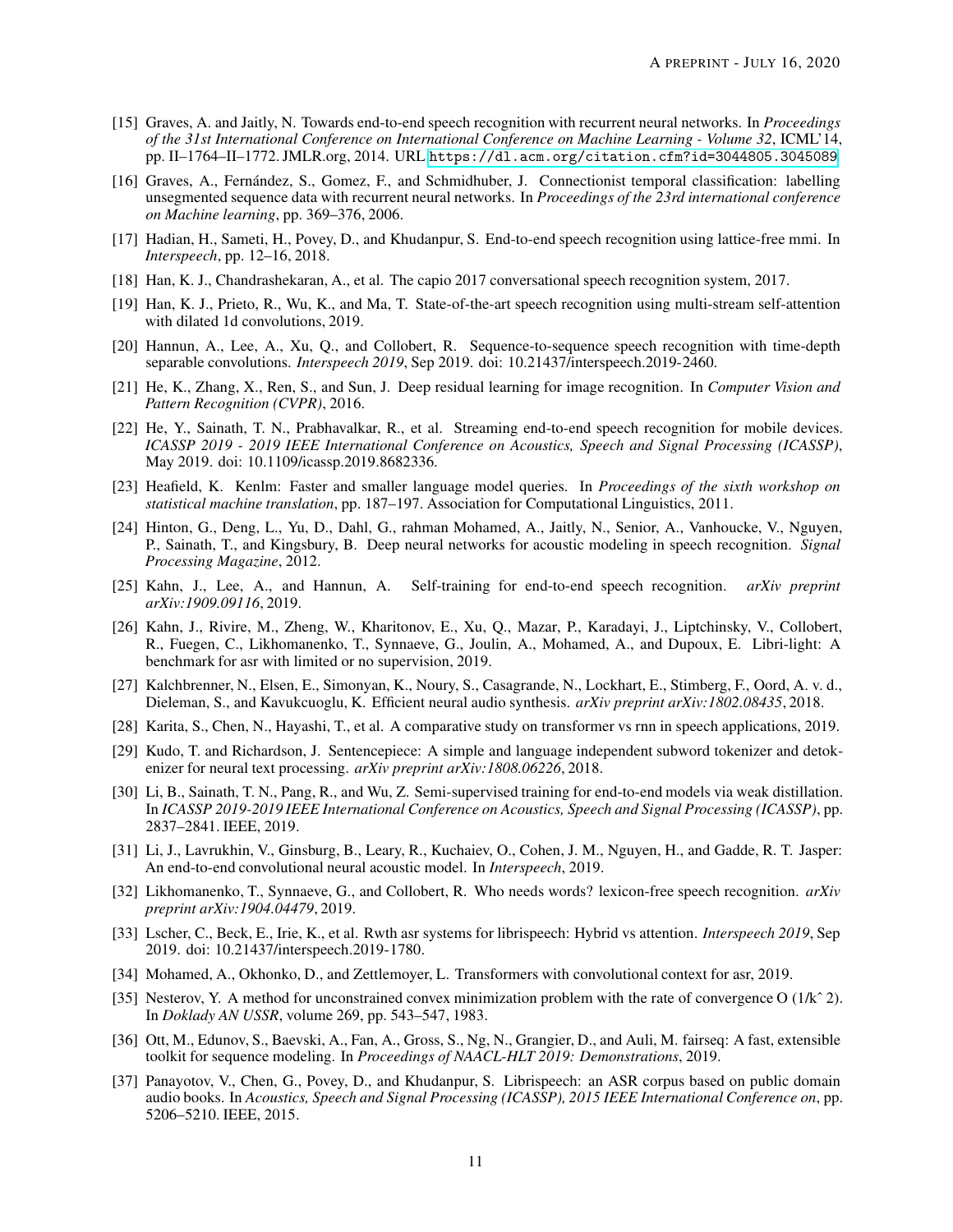- [15] Graves, A. and Jaitly, N. Towards end-to-end speech recognition with recurrent neural networks. In *Proceedings of the 31st International Conference on International Conference on Machine Learning - Volume 32*, ICML'14, pp. II–1764–II–1772. JMLR.org, 2014. URL https://dl.acm.org/citation.cfm?id=3044805.3045089.
- [16] Graves, A., Fernández, S., Gomez, F., and Schmidhuber, J. Connectionist temporal classification: labelling unsegmented sequence data with recurrent neural networks. In *Proceedings of the 23rd international conference on Machine learning*, pp. 369–376, 2006.
- [17] Hadian, H., Sameti, H., Povey, D., and Khudanpur, S. End-to-end speech recognition using lattice-free mmi. In *Interspeech*, pp. 12–16, 2018.
- [18] Han, K. J., Chandrashekaran, A., et al. The capio 2017 conversational speech recognition system, 2017.
- [19] Han, K. J., Prieto, R., Wu, K., and Ma, T. State-of-the-art speech recognition using multi-stream self-attention with dilated 1d convolutions, 2019.
- [20] Hannun, A., Lee, A., Xu, Q., and Collobert, R. Sequence-to-sequence speech recognition with time-depth separable convolutions. *Interspeech 2019*, Sep 2019. doi: 10.21437/interspeech.2019-2460.
- [21] He, K., Zhang, X., Ren, S., and Sun, J. Deep residual learning for image recognition. In *Computer Vision and Pattern Recognition (CVPR)*, 2016.
- [22] He, Y., Sainath, T. N., Prabhavalkar, R., et al. Streaming end-to-end speech recognition for mobile devices. *ICASSP 2019 - 2019 IEEE International Conference on Acoustics, Speech and Signal Processing (ICASSP)*, May 2019. doi: 10.1109/icassp.2019.8682336.
- [23] Heafield, K. Kenlm: Faster and smaller language model queries. In *Proceedings of the sixth workshop on statistical machine translation*, pp. 187–197. Association for Computational Linguistics, 2011.
- [24] Hinton, G., Deng, L., Yu, D., Dahl, G., rahman Mohamed, A., Jaitly, N., Senior, A., Vanhoucke, V., Nguyen, P., Sainath, T., and Kingsbury, B. Deep neural networks for acoustic modeling in speech recognition. *Signal Processing Magazine*, 2012.
- [25] Kahn, J., Lee, A., and Hannun, A. Self-training for end-to-end speech recognition. *arXiv preprint arXiv:1909.09116*, 2019.
- [26] Kahn, J., Rivire, M., Zheng, W., Kharitonov, E., Xu, Q., Mazar, P., Karadayi, J., Liptchinsky, V., Collobert, R., Fuegen, C., Likhomanenko, T., Synnaeve, G., Joulin, A., Mohamed, A., and Dupoux, E. Libri-light: A benchmark for asr with limited or no supervision, 2019.
- [27] Kalchbrenner, N., Elsen, E., Simonyan, K., Noury, S., Casagrande, N., Lockhart, E., Stimberg, F., Oord, A. v. d., Dieleman, S., and Kavukcuoglu, K. Efficient neural audio synthesis. *arXiv preprint arXiv:1802.08435*, 2018.
- [28] Karita, S., Chen, N., Hayashi, T., et al. A comparative study on transformer vs rnn in speech applications, 2019.
- [29] Kudo, T. and Richardson, J. Sentencepiece: A simple and language independent subword tokenizer and detokenizer for neural text processing. *arXiv preprint arXiv:1808.06226*, 2018.
- [30] Li, B., Sainath, T. N., Pang, R., and Wu, Z. Semi-supervised training for end-to-end models via weak distillation. In *ICASSP 2019-2019 IEEE International Conference on Acoustics, Speech and Signal Processing (ICASSP)*, pp. 2837–2841. IEEE, 2019.
- [31] Li, J., Lavrukhin, V., Ginsburg, B., Leary, R., Kuchaiev, O., Cohen, J. M., Nguyen, H., and Gadde, R. T. Jasper: An end-to-end convolutional neural acoustic model. In *Interspeech*, 2019.
- [32] Likhomanenko, T., Synnaeve, G., and Collobert, R. Who needs words? lexicon-free speech recognition. *arXiv preprint arXiv:1904.04479*, 2019.
- [33] Lscher, C., Beck, E., Irie, K., et al. Rwth asr systems for librispeech: Hybrid vs attention. *Interspeech 2019*, Sep 2019. doi: 10.21437/interspeech.2019-1780.
- [34] Mohamed, A., Okhonko, D., and Zettlemoyer, L. Transformers with convolutional context for asr, 2019.
- [35] Nesterov, Y. A method for unconstrained convex minimization problem with the rate of convergence O (1/kˆ 2). In *Doklady AN USSR*, volume 269, pp. 543–547, 1983.
- [36] Ott, M., Edunov, S., Baevski, A., Fan, A., Gross, S., Ng, N., Grangier, D., and Auli, M. fairseq: A fast, extensible toolkit for sequence modeling. In *Proceedings of NAACL-HLT 2019: Demonstrations*, 2019.
- [37] Panayotov, V., Chen, G., Povey, D., and Khudanpur, S. Librispeech: an ASR corpus based on public domain audio books. In *Acoustics, Speech and Signal Processing (ICASSP), 2015 IEEE International Conference on*, pp. 5206–5210. IEEE, 2015.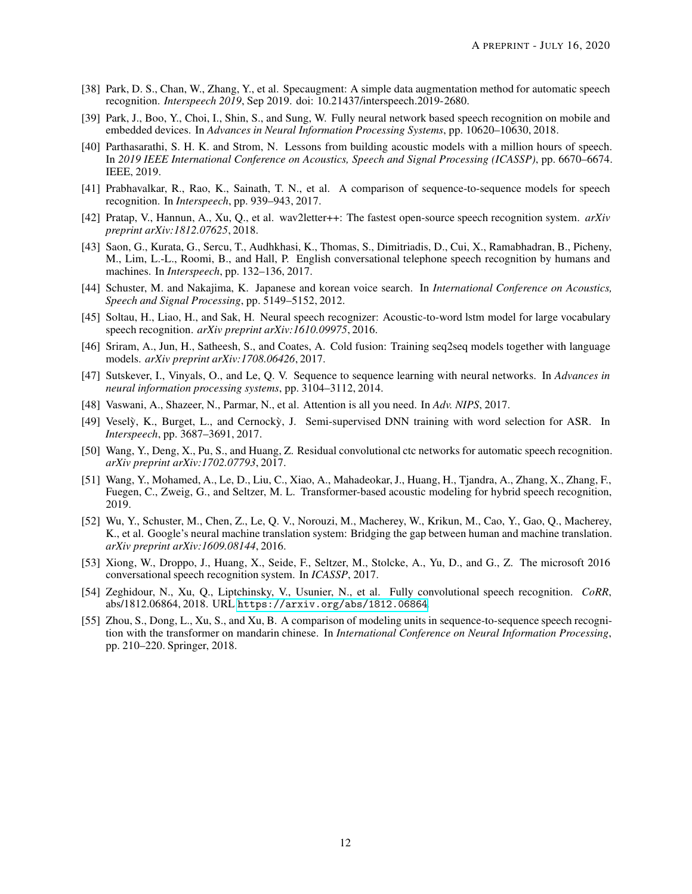[38] Park, D. S., Chan, W., Zhang, Y., et al. Specaugment: A simple data augmentation method for automatic speech recognition. *Interspeech 2019*, Sep 2019. doi: 10.21437/interspeech.2019-2680.

[39] Park, J., Boo, Y., Choi, I., Shin, S., and Sung, W. Fully neural network based speech recognition on mobile and embedded devices. In *Advances in Neural Information Processing Systems*, pp. 10620–10630, 2018.

[40] Parthasarathi, S. H. K. and Strom, N. Lessons from building acoustic models with a million hours of speech. In *2019 IEEE International Conference on Acoustics, Speech and Signal Processing (ICASSP)*, pp. 6670–6674. IEEE, 2019.

[41] Prabhavalkar, R., Rao, K., Sainath, T. N., et al. A comparison of sequence-to-sequence models for speech recognition. In *Interspeech*, pp. 939–943, 2017.

[42] Pratap, V., Hannun, A., Xu, Q., et al. wav2letter++: The fastest open-source speech recognition system. *arXiv preprint arXiv:1812.07625*, 2018.

[43] Saon, G., Kurata, G., Sercu, T., Audhkhasi, K., Thomas, S., Dimitriadis, D., Cui, X., Ramabhadran, B., Picheny, M., Lim, L.-L., Roomi, B., and Hall, P. English conversational telephone speech recognition by humans and machines. In *Interspeech*, pp. 132–136, 2017.

[44] Schuster, M. and Nakajima, K. Japanese and korean voice search. In *International Conference on Acoustics, Speech and Signal Processing*, pp. 5149–5152, 2012.

[45] Soltau, H., Liao, H., and Sak, H. Neural speech recognizer: Acoustic-to-word lstm model for large vocabulary speech recognition. *arXiv preprint arXiv:1610.09975*, 2016.

[46] Sriram, A., Jun, H., Satheesh, S., and Coates, A. Cold fusion: Training seq2seq models together with language models. *arXiv preprint arXiv:1708.06426*, 2017.

[47] Sutskever, I., Vinyals, O., and Le, Q. V. Sequence to sequence learning with neural networks. In *Advances in neural information processing systems*, pp. 3104–3112, 2014.

[48] Vaswani, A., Shazeer, N., Parmar, N., et al. Attention is all you need. In *Adv. NIPS*, 2017.

[49] Veselỳ, K., Burget, L., and Cernockỳ, J. Semi-supervised DNN training with word selection for ASR. In *Interspeech*, pp. 3687–3691, 2017.

[50] Wang, Y., Deng, X., Pu, S., and Huang, Z. Residual convolutional ctc networks for automatic speech recognition. *arXiv preprint arXiv:1702.07793*, 2017.

[51] Wang, Y., Mohamed, A., Le, D., Liu, C., Xiao, A., Mahadeokar, J., Huang, H., Tjandra, A., Zhang, X., Zhang, F., Fuegen, C., Zweig, G., and Seltzer, M. L. Transformer-based acoustic modeling for hybrid speech recognition, 2019.

[52] Wu, Y., Schuster, M., Chen, Z., Le, Q. V., Norouzi, M., Macherey, W., Krikun, M., Cao, Y., Gao, Q., Macherey, K., et al. Google's neural machine translation system: Bridging the gap between human and machine translation. *arXiv preprint arXiv:1609.08144*, 2016.

[53] Xiong, W., Droppo, J., Huang, X., Seide, F., Seltzer, M., Stolcke, A., Yu, D., and G., Z. The microsoft 2016 conversational speech recognition system. In *ICASSP*, 2017.

[54] Zeghidour, N., Xu, Q., Liptchinsky, V., Usunier, N., et al. Fully convolutional speech recognition. *CoRR*, abs/1812.06864, 2018. URL https://arxiv.org/abs/1812.06864.

[55] Zhou, S., Dong, L., Xu, S., and Xu, B. A comparison of modeling units in sequence-to-sequence speech recognition with the transformer on mandarin chinese. In *International Conference on Neural Information Processing*, pp. 210–220. Springer, 2018.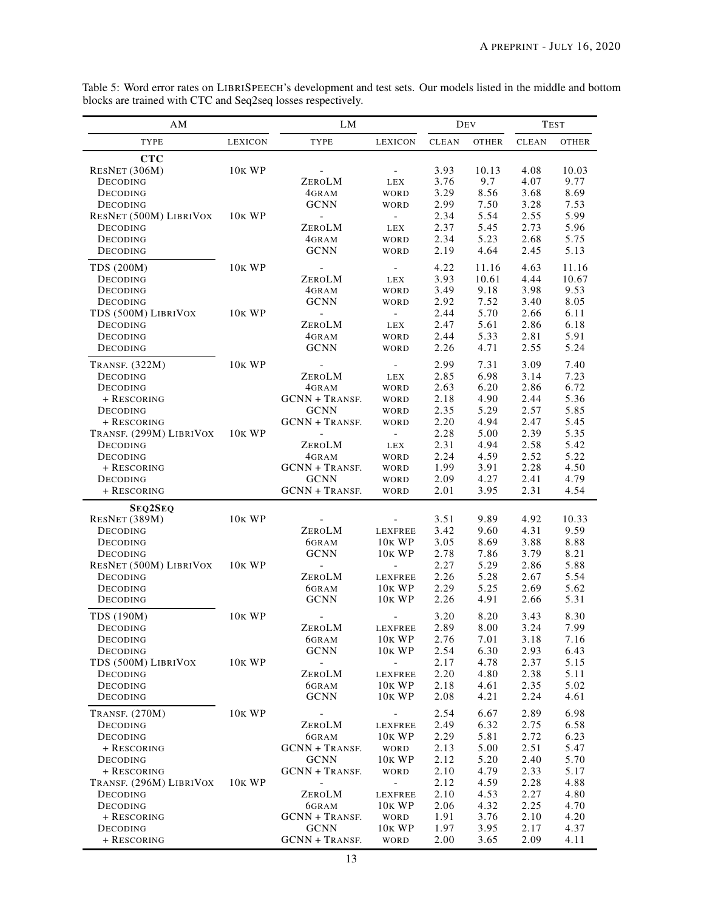Table 5: Word error rates on LIBRISPEECH's development and test sets. Our models listed in the middle and bottom blocks are trained with CTC and Seq2seq losses respectively.

| AM | | LM | | DEV | | TEST | |
|---|---|---|---|---|---|---|---|
| TYPE | LEXICON | TYPE | LEXICON | CLEAN | OTHER | CLEAN | OTHER |
| **CTC** | | | | | | | |
| RESNET (306M) | 10K WP | - | - | 3.93 | 10.13 | 4.08 | 10.03 |
| DECODING | | ZEROLM | LEX | 3.76 | 9.7 | 4.07 | 9.77 |
| DECODING | | 4GRAM | WORD | 3.29 | 8.56 | 3.68 | 8.69 |
| DECODING | | GCNN | WORD | 2.99 | 7.50 | 3.28 | 7.53 |
| RESNET (500M) LIBRIVOX | 10K WP | - | - | 2.34 | 5.54 | 2.55 | 5.99 |
| DECODING | | ZEROLM | LEX | 2.37 | 5.45 | 2.73 | 5.96 |
| DECODING | | 4GRAM | WORD | 2.34 | 5.23 | 2.68 | 5.75 |
| DECODING | | GCNN | WORD | 2.19 | 4.64 | 2.45 | 5.13 |
| TDS (200M) | 10K WP | - | - | 4.22 | 11.16 | 4.63 | 11.16 |
| DECODING | | ZEROLM | LEX | 3.93 | 10.61 | 4.44 | 10.67 |
| DECODING | | 4GRAM | WORD | 3.49 | 9.18 | 3.98 | 9.53 |
| DECODING | | GCNN | WORD | 2.92 | 7.52 | 3.40 | 8.05 |
| TDS (500M) LIBRIVOX | 10K WP | - | - | 2.44 | 5.70 | 2.66 | 6.11 |
| DECODING | | ZEROLM | LEX | 2.47 | 5.61 | 2.86 | 6.18 |
| DECODING | | 4GRAM | WORD | 2.44 | 5.33 | 2.81 | 5.91 |
| DECODING | | GCNN | WORD | 2.26 | 4.71 | 2.55 | 5.24 |
| TRANSF. (322M) | 10K WP | - | - | 2.99 | 7.31 | 3.09 | 7.40 |
| DECODING | | ZEROLM | LEX | 2.85 | 6.98 | 3.14 | 7.23 |
| DECODING | | 4GRAM | WORD | 2.63 | 6.20 | 2.86 | 6.72 |
| + RESCORING | | GCNN + TRANSF. | WORD | 2.18 | 4.90 | 2.44 | 5.36 |
| DECODING | | GCNN | WORD | 2.35 | 5.29 | 2.57 | 5.85 |
| + RESCORING | | GCNN + TRANSF. | WORD | 2.20 | 4.94 | 2.47 | 5.45 |
| TRANSF. (299M) LIBRIVOX | 10K WP | - | - | 2.28 | 5.00 | 2.39 | 5.35 |
| DECODING | | ZEROLM | LEX | 2.31 | 4.94 | 2.58 | 5.42 |
| DECODING | | 4GRAM | WORD | 2.24 | 4.59 | 2.52 | 5.22 |
| + RESCORING | | GCNN + TRANSF. | WORD | 1.99 | 3.91 | 2.28 | 4.50 |
| DECODING | | GCNN | WORD | 2.09 | 4.27 | 2.41 | 4.79 |
| + RESCORING | | GCNN + TRANSF. | WORD | 2.01 | 3.95 | 2.31 | 4.54 |
| **SEQ2SEQ** | | | | | | | |
| RESNET (389M) | 10K WP | - | - | 3.51 | 9.89 | 4.92 | 10.33 |
| DECODING | | ZEROLM | LEXFREE | 3.42 | 9.60 | 4.31 | 9.59 |
| DECODING | | 6GRAM | 10K WP | 3.05 | 8.69 | 3.88 | 8.88 |
| DECODING | | GCNN | 10K WP | 2.78 | 7.86 | 3.79 | 8.21 |
| RESNET (500M) LIBRIVOX | 10K WP | - | - | 2.27 | 5.29 | 2.86 | 5.88 |
| DECODING | | ZEROLM | LEXFREE | 2.26 | 5.28 | 2.67 | 5.54 |
| DECODING | | 6GRAM | 10K WP | 2.29 | 5.25 | 2.69 | 5.62 |
| DECODING | | GCNN | 10K WP | 2.26 | 4.91 | 2.66 | 5.31 |
| TDS (190M) | 10K WP | - | - | 3.20 | 8.20 | 3.43 | 8.30 |
| DECODING | | ZEROLM | LEXFREE | 2.89 | 8.00 | 3.24 | 7.99 |
| DECODING | | 6GRAM | 10K WP | 2.76 | 7.01 | 3.18 | 7.16 |
| DECODING | | GCNN | 10K WP | 2.54 | 6.30 | 2.93 | 6.43 |
| TDS (500M) LIBRIVOX | 10K WP | - | - | 2.17 | 4.78 | 2.37 | 5.15 |
| DECODING | | ZEROLM | LEXFREE | 2.20 | 4.80 | 2.38 | 5.11 |
| DECODING | | 6GRAM | 10K WP | 2.18 | 4.61 | 2.35 | 5.02 |
| DECODING | | GCNN | 10K WP | 2.08 | 4.21 | 2.24 | 4.61 |
| TRANSF. (270M) | 10K WP | - | - | 2.54 | 6.67 | 2.89 | 6.98 |
| DECODING | | ZEROLM | LEXFREE | 2.49 | 6.32 | 2.75 | 6.58 |
| DECODING | | 6GRAM | 10K WP | 2.29 | 5.81 | 2.72 | 6.23 |
| + RESCORING | | GCNN + TRANSF. | WORD | 2.13 | 5.00 | 2.51 | 5.47 |
| DECODING | | GCNN | 10K WP | 2.12 | 5.20 | 2.40 | 5.70 |
| + RESCORING | | GCNN + TRANSF. | WORD | 2.10 | 4.79 | 2.33 | 5.17 |
| TRANSF. (296M) LIBRIVOX | 10K WP | - | - | 2.12 | 4.59 | 2.28 | 4.88 |
| DECODING | | ZEROLM | LEXFREE | 2.10 | 4.53 | 2.27 | 4.80 |
| DECODING | | 6GRAM | 10K WP | 2.06 | 4.32 | 2.25 | 4.70 |
| + RESCORING | | GCNN + TRANSF. | WORD | 1.91 | 3.76 | 2.10 | 4.20 |
| DECODING | | GCNN | 10K WP | 1.97 | 3.95 | 2.17 | 4.37 |
| + RESCORING | | GCNN + TRANSF. | WORD | 2.00 | 3.65 | 2.09 | 4.11 |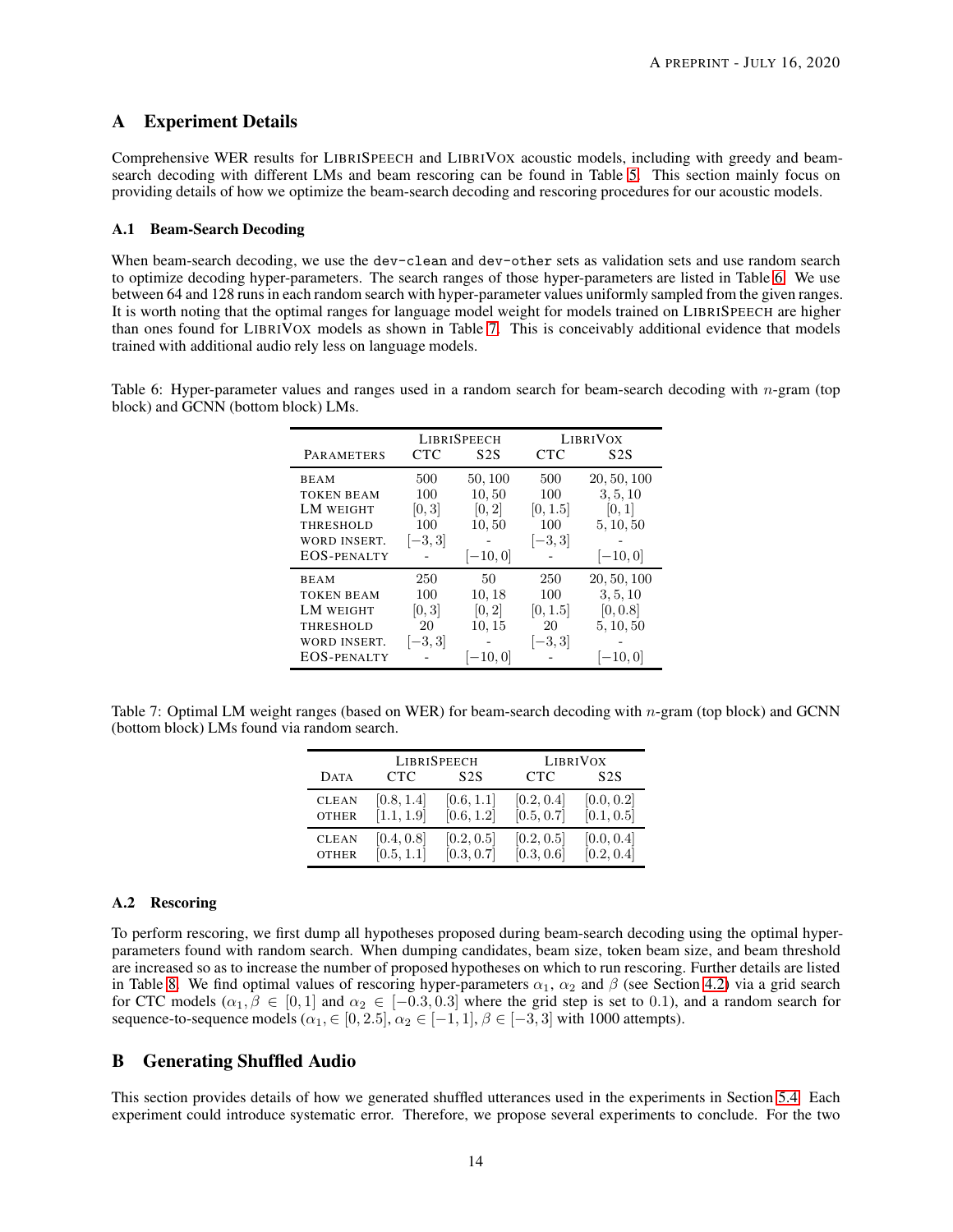# A Experiment Details

Comprehensive WER results for LIBRISPEECH and LIBRIVOX acoustic models, including with greedy and beam-search decoding with different LMs and beam rescoring can be found in Table 5. This section mainly focus on providing details of how we optimize the beam-search decoding and rescoring procedures for our acoustic models.

## A.1 Beam-Search Decoding

When beam-search decoding, we use the `dev-clean` and `dev-other` sets as validation sets and use random search to optimize decoding hyper-parameters. The search ranges of those hyper-parameters are listed in Table 6. We use between 64 and 128 runs in each random search with hyper-parameter values uniformly sampled from the given ranges. It is worth noting that the optimal ranges for language model weight for models trained on LIBRISPEECH are higher than ones found for LIBRIVOX models as shown in Table 7. This is conceivably additional evidence that models trained with additional audio rely less on language models.

Table 6: Hyper-parameter values and ranges used in a random search for beam-search decoding with $n$-gram (top block) and GCNN (bottom block) LMs.

| | LIBRISPEECH | | LIBRIVOX | |
|---|---|---|---|---|
| PARAMETERS | CTC | S2S | CTC | S2S |
| BEAM | 500 | 50, 100 | 500 | 20, 50, 100 |
| TOKEN BEAM | 100 | 10, 50 | 100 | 3, 5, 10 |
| LM WEIGHT | $[0, 3]$ | $[0, 2]$ | $[0, 1.5]$ | $[0, 1]$ |
| THRESHOLD | 100 | 10, 50 | 100 | 5, 10, 50 |
| WORD INSERT. | $[-3, 3]$ | - | $[-3, 3]$ | - |
| EOS-PENALTY | - | $[-10, 0]$ | - | $[-10, 0]$ |
| BEAM | 250 | 50 | 250 | 20, 50, 100 |
| TOKEN BEAM | 100 | 10, 18 | 100 | 3, 5, 10 |
| LM WEIGHT | $[0, 3]$ | $[0, 2]$ | $[0, 1.5]$ | $[0, 0.8]$ |
| THRESHOLD | 20 | 10, 15 | 20 | 5, 10, 50 |
| WORD INSERT. | $[-3, 3]$ | - | $[-3, 3]$ | - |
| EOS-PENALTY | - | $[-10, 0]$ | - | $[-10, 0]$ |

Table 7: Optimal LM weight ranges (based on WER) for beam-search decoding with $n$-gram (top block) and GCNN (bottom block) LMs found via random search.

| | LIBRISPEECH | | LIBRIVOX | |
|---|---|---|---|---|
| DATA | CTC | S2S | CTC | S2S |
| CLEAN | $[0.8, 1.4]$ | $[0.6, 1.1]$ | $[0.2, 0.4]$ | $[0.0, 0.2]$ |
| OTHER | $[1.1, 1.9]$ | $[0.6, 1.2]$ | $[0.5, 0.7]$ | $[0.1, 0.5]$ |
| CLEAN | $[0.4, 0.8]$ | $[0.2, 0.5]$ | $[0.2, 0.5]$ | $[0.0, 0.4]$ |
| OTHER | $[0.5, 1.1]$ | $[0.3, 0.7]$ | $[0.3, 0.6]$ | $[0.2, 0.4]$ |

## A.2 Rescoring

To perform rescoring, we first dump all hypotheses proposed during beam-search decoding using the optimal hyper-parameters found with random search. When dumping candidates, beam size, token beam size, and beam threshold are increased so as to increase the number of proposed hypotheses on which to run rescoring. Further details are listed in Table 8. We find optimal values of rescoring hyper-parameters $\alpha_1$, $\alpha_2$ and $\beta$ (see Section 4.2) via a grid search for CTC models ($\alpha_1, \beta \in [0, 1]$ and $\alpha_2 \in [-0.3, 0.3]$ where the grid step is set to 0.1), and a random search for sequence-to-sequence models ($\alpha_1, \in [0, 2.5]$, $\alpha_2 \in [-1, 1]$, $\beta \in [-3, 3]$ with 1000 attempts).

# B Generating Shuffled Audio

This section provides details of how we generated shuffled utterances used in the experiments in Section 5.4. Each experiment could introduce systematic error. Therefore, we propose several experiments to conclude. For the two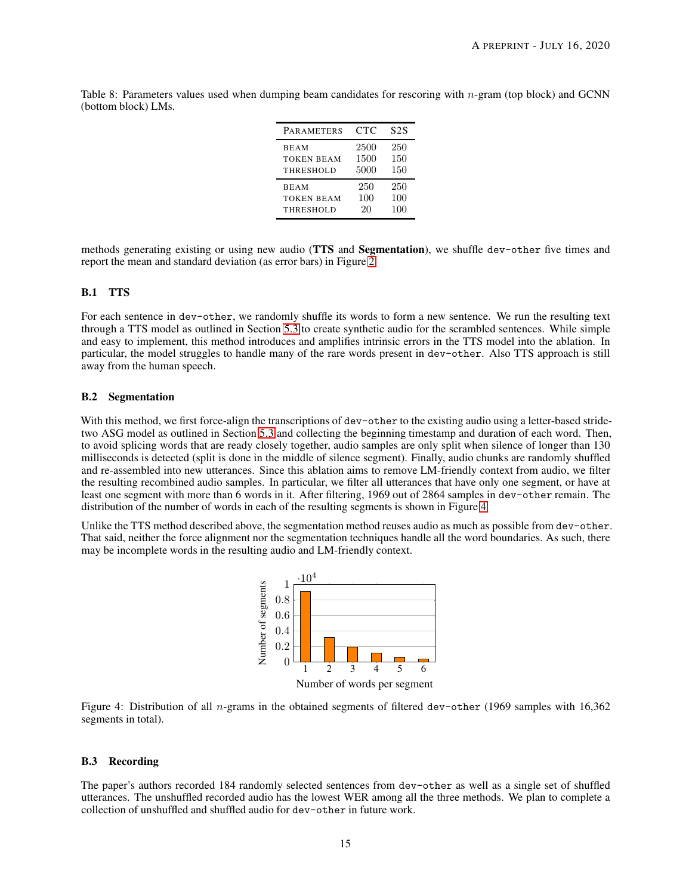Table 8: Parameters values used when dumping beam candidates for rescoring with $n$-gram (top block) and GCNN (bottom block) LMs.

| PARAMETERS | CTC | S2S |
|---|---|---|
| BEAM | 2500 | 250 |
| TOKEN BEAM | 1500 | 150 |
| THRESHOLD | 5000 | 150 |
| BEAM | 250 | 250 |
| TOKEN BEAM | 100 | 100 |
| THRESHOLD | 20 | 100 |

methods generating existing or using new audio (**TTS** and **Segmentation**), we shuffle dev-other five times and report the mean and standard deviation (as error bars) in Figure 2.

### B.1 TTS

For each sentence in dev-other, we randomly shuffle its words to form a new sentence. We run the resulting text through a TTS model as outlined in Section 5.3 to create synthetic audio for the scrambled sentences. While simple and easy to implement, this method introduces and amplifies intrinsic errors in the TTS model into the ablation. In particular, the model struggles to handle many of the rare words present in dev-other. Also TTS approach is still away from the human speech.

### B.2 Segmentation

With this method, we first force-align the transcriptions of dev-other to the existing audio using a letter-based stride-two ASG model as outlined in Section 5.3 and collecting the beginning timestamp and duration of each word. Then, to avoid splicing words that are ready closely together, audio samples are only split when silence of longer than 130 milliseconds is detected (split is done in the middle of silence segment). Finally, audio chunks are randomly shuffled and re-assembled into new utterances. Since this ablation aims to remove LM-friendly context from audio, we filter the resulting recombined audio samples. In particular, we filter all utterances that have only one segment, or have at least one segment with more than 6 words in it. After filtering, 1969 out of 2864 samples in dev-other remain. The distribution of the number of words in each of the resulting segments is shown in Figure 4.

Unlike the TTS method described above, the segmentation method reuses audio as much as possible from dev-other. That said, neither the force alignment nor the segmentation techniques handle all the word boundaries. As such, there may be incomplete words in the resulting audio and LM-friendly context.

Figure 4: Distribution of all $n$-grams in the obtained segments of filtered dev-other (1969 samples with 16,362 segments in total).

### B.3 Recording

The paper's authors recorded 184 randomly selected sentences from dev-other as well as a single set of shuffled utterances. The unshuffled recorded audio has the lowest WER among all the three methods. We plan to complete a collection of unshuffled and shuffled audio for dev-other in future work.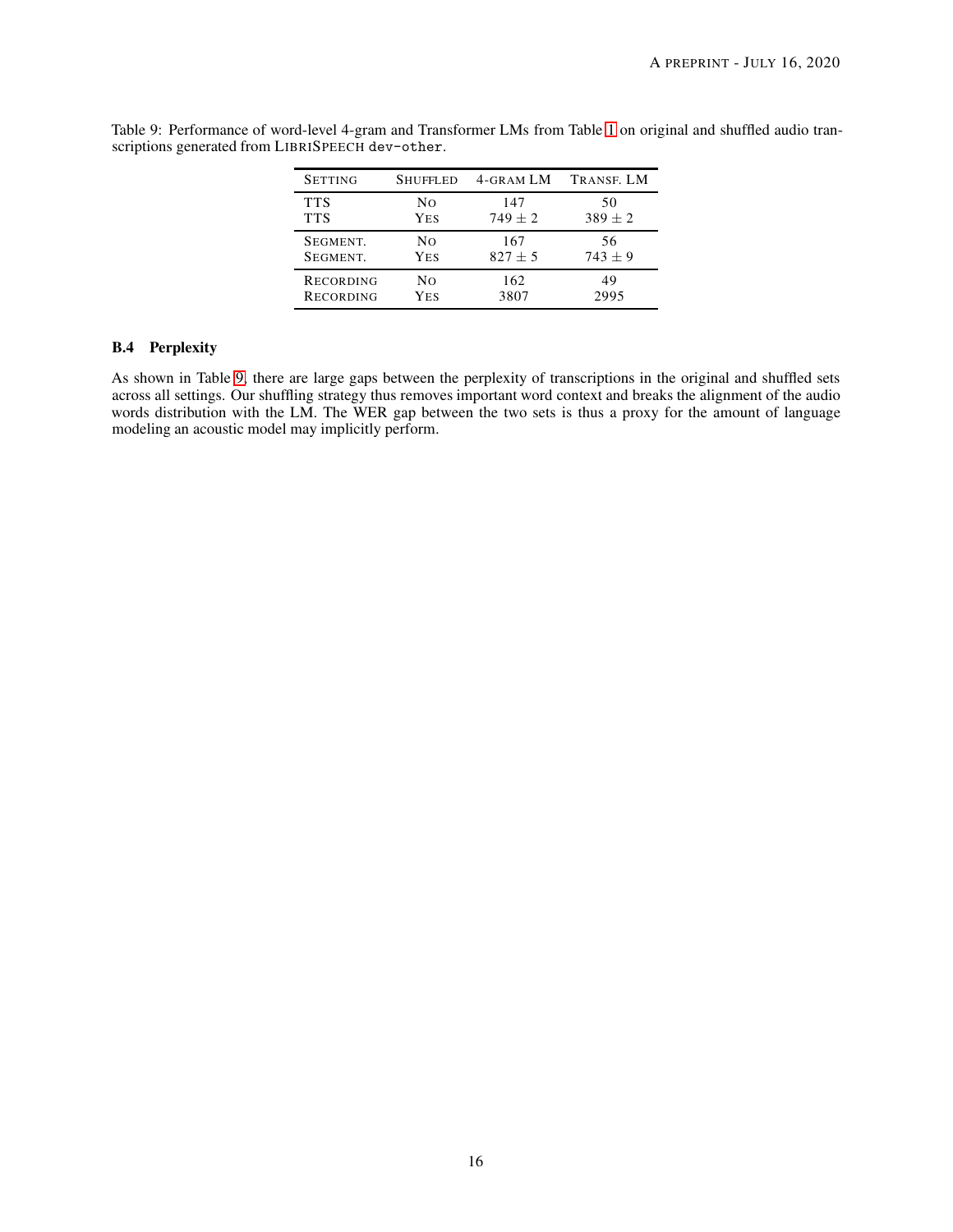Table 9: Performance of word-level 4-gram and Transformer LMs from Table 1 on original and shuffled audio transcriptions generated from LibriSpeech `dev-other`.

| Setting | Shuffled | 4-gram LM | Transf. LM |
|---|---|---|---|
| TTS | No | 147 | 50 |
| TTS | Yes | $749 \pm 2$ | $389 \pm 2$ |
| Segment. | No | 167 | 56 |
| Segment. | Yes | $827 \pm 5$ | $743 \pm 9$ |
| Recording | No | 162 | 49 |
| Recording | Yes | 3807 | 2995 |

### B.4 Perplexity

As shown in Table 9, there are large gaps between the perplexity of transcriptions in the original and shuffled sets across all settings. Our shuffling strategy thus removes important word context and breaks the alignment of the audio words distribution with the LM. The WER gap between the two sets is thus a proxy for the amount of language modeling an acoustic model may implicitly perform.